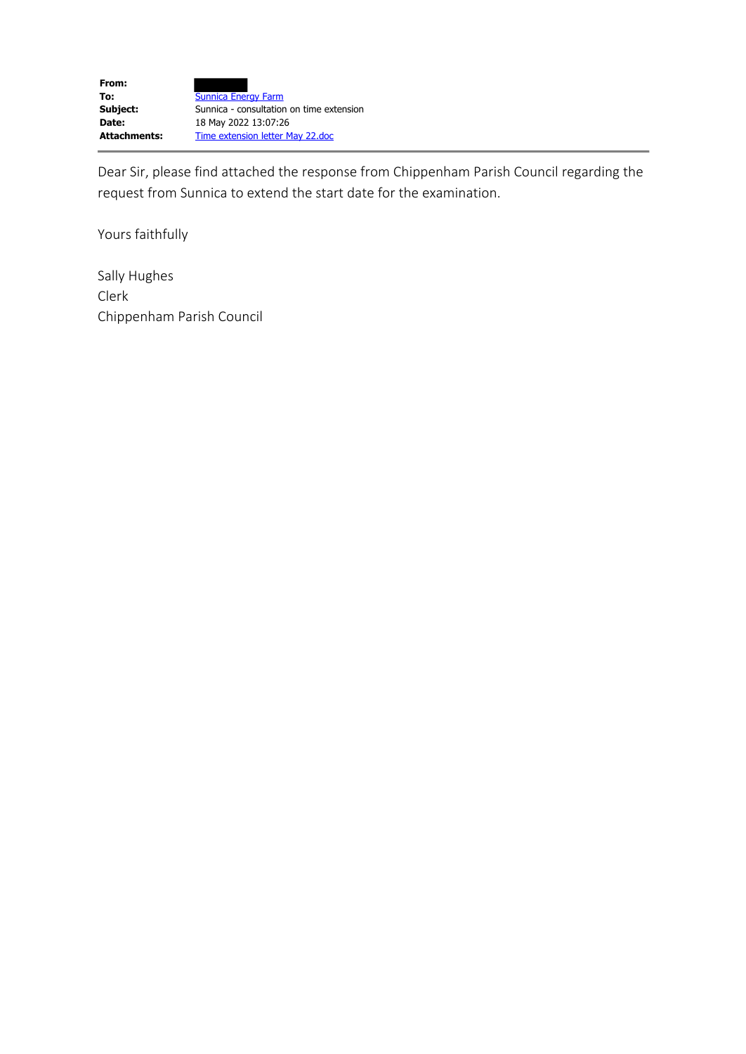| | |
|---|---|
| **From:** | |
| **To:** | Sunnica Energy Farm |
| **Subject:** | Sunnica - consultation on time extension |
| **Date:** | 18 May 2022 13:07:26 |
| **Attachments:** | Time extension letter May 22.doc |

Dear Sir, please find attached the response from Chippenham Parish Council regarding the request from Sunnica to extend the start date for the examination.

Yours faithfully

Sally Hughes
Clerk
Chippenham Parish Council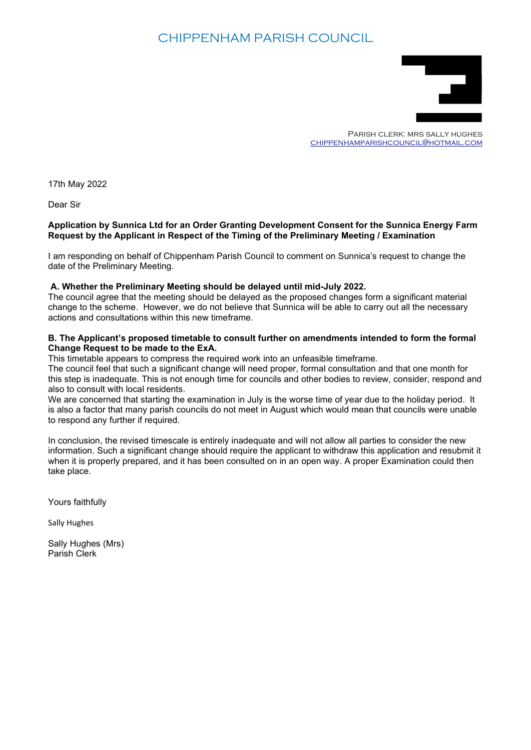# CHIPPENHAM PARISH COUNCIL

Parish clerk: mrs sally hughes
chippenhamparishcouncil@hotmail.com

17th May 2022

Dear Sir

**Application by Sunnica Ltd for an Order Granting Development Consent for the Sunnica Energy Farm Request by the Applicant in Respect of the Timing of the Preliminary Meeting / Examination**

I am responding on behalf of Chippenham Parish Council to comment on Sunnica's request to change the date of the Preliminary Meeting.

**A. Whether the Preliminary Meeting should be delayed until mid-July 2022.**

The council agree that the meeting should be delayed as the proposed changes form a significant material change to the scheme. However, we do not believe that Sunnica will be able to carry out all the necessary actions and consultations within this new timeframe.

**B. The Applicant's proposed timetable to consult further on amendments intended to form the formal Change Request to be made to the ExA.**

This timetable appears to compress the required work into an unfeasible timeframe.

The council feel that such a significant change will need proper, formal consultation and that one month for this step is inadequate. This is not enough time for councils and other bodies to review, consider, respond and also to consult with local residents.

We are concerned that starting the examination in July is the worse time of year due to the holiday period. It is also a factor that many parish councils do not meet in August which would mean that councils were unable to respond any further if required.

In conclusion, the revised timescale is entirely inadequate and will not allow all parties to consider the new information. Such a significant change should require the applicant to withdraw this application and resubmit it when it is properly prepared, and it has been consulted on in an open way. A proper Examination could then take place.

Yours faithfully

Sally Hughes

Sally Hughes (Mrs)
Parish Clerk